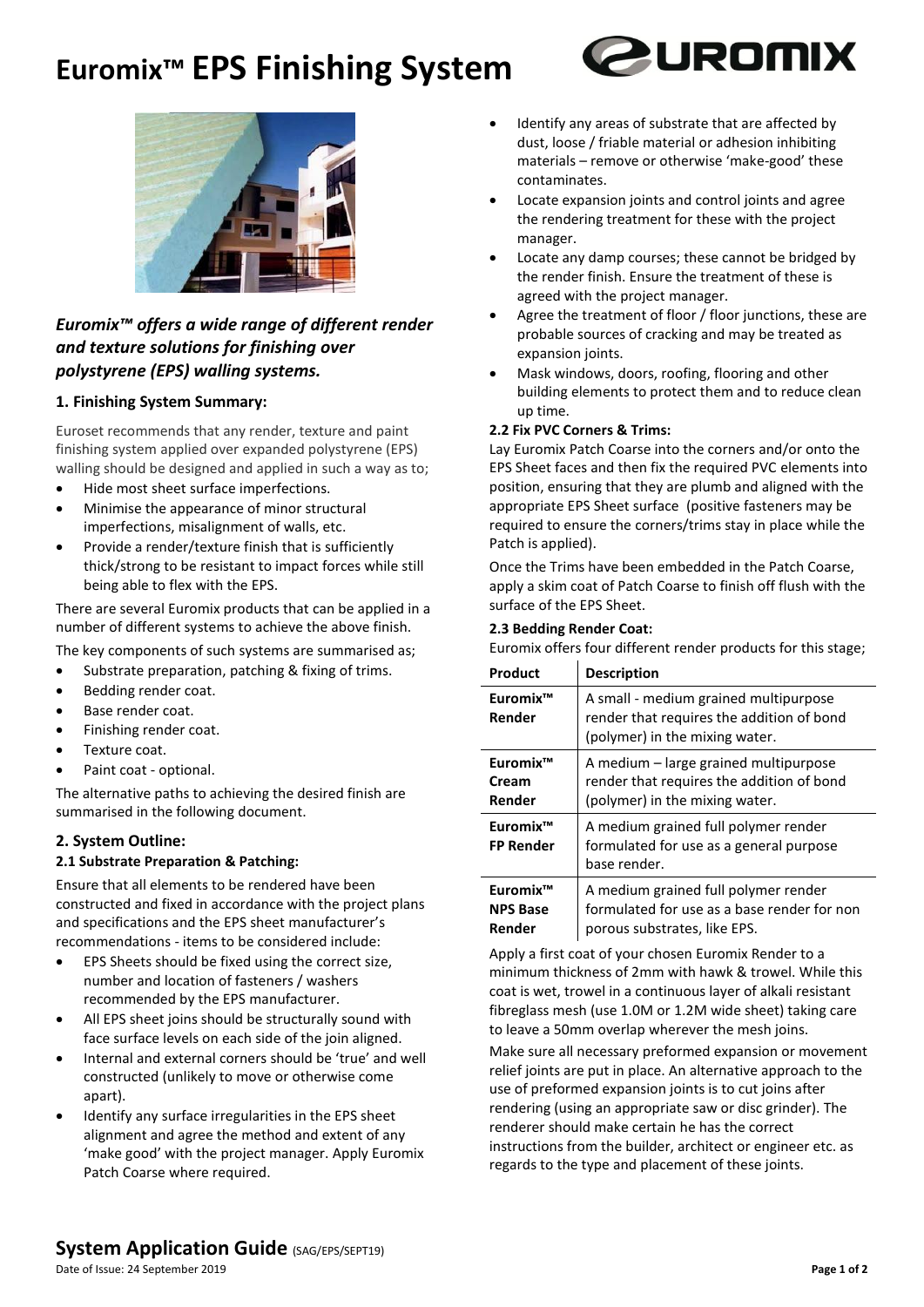# Euromix™ EPS Finishing System

### *Euromix™ offers a wide range of different render and texture solutions for finishing over polystyrene (EPS) walling systems.*

### 1. Finishing System Summary:

Euroset recommends that any render, texture and paint finishing system applied over expanded polystyrene (EPS) walling should be designed and applied in such a way as to;

- Hide most sheet surface imperfections.
- Minimise the appearance of minor structural imperfections, misalignment of walls, etc.
- Provide a render/texture finish that is sufficiently thick/strong to be resistant to impact forces while still being able to flex with the EPS.

There are several Euromix products that can be applied in a number of different systems to achieve the above finish.

The key components of such systems are summarised as;

- Substrate preparation, patching & fixing of trims.
- Bedding render coat.
- Base render coat.
- Finishing render coat.
- Texture coat.
- Paint coat - optional.

The alternative paths to achieving the desired finish are summarised in the following document.

### 2. System Outline:

#### 2.1 Substrate Preparation & Patching:

Ensure that all elements to be rendered have been constructed and fixed in accordance with the project plans and specifications and the EPS sheet manufacturer's recommendations - items to be considered include:

- EPS Sheets should be fixed using the correct size, number and location of fasteners / washers recommended by the EPS manufacturer.
- All EPS sheet joins should be structurally sound with face surface levels on each side of the join aligned.
- Internal and external corners should be 'true' and well constructed (unlikely to move or otherwise come apart).
- Identify any surface irregularities in the EPS sheet alignment and agree the method and extent of any 'make good' with the project manager. Apply Euromix Patch Coarse where required.
- Identify any areas of substrate that are affected by dust, loose / friable material or adhesion inhibiting materials – remove or otherwise 'make-good' these contaminates.
- Locate expansion joints and control joints and agree the rendering treatment for these with the project manager.
- Locate any damp courses; these cannot be bridged by the render finish. Ensure the treatment of these is agreed with the project manager.
- Agree the treatment of floor / floor junctions, these are probable sources of cracking and may be treated as expansion joints.
- Mask windows, doors, roofing, flooring and other building elements to protect them and to reduce clean up time.

#### 2.2 Fix PVC Corners & Trims:

Lay Euromix Patch Coarse into the corners and/or onto the EPS Sheet faces and then fix the required PVC elements into position, ensuring that they are plumb and aligned with the appropriate EPS Sheet surface (positive fasteners may be required to ensure the corners/trims stay in place while the Patch is applied).

Once the Trims have been embedded in the Patch Coarse, apply a skim coat of Patch Coarse to finish off flush with the surface of the EPS Sheet.

#### 2.3 Bedding Render Coat:

Euromix offers four different render products for this stage;

| Product | Description |
|---|---|
| **Euromix™ Render** | A small - medium grained multipurpose render that requires the addition of bond (polymer) in the mixing water. |
| **Euromix™ Cream Render** | A medium – large grained multipurpose render that requires the addition of bond (polymer) in the mixing water. |
| **Euromix™ FP Render** | A medium grained full polymer render formulated for use as a general purpose base render. |
| **Euromix™ NPS Base Render** | A medium grained full polymer render formulated for use as a base render for non porous substrates, like EPS. |

Apply a first coat of your chosen Euromix Render to a minimum thickness of 2mm with hawk & trowel. While this coat is wet, trowel in a continuous layer of alkali resistant fibreglass mesh (use 1.0M or 1.2M wide sheet) taking care to leave a 50mm overlap wherever the mesh joins.

Make sure all necessary preformed expansion or movement relief joints are put in place. An alternative approach to the use of preformed expansion joints is to cut joins after rendering (using an appropriate saw or disc grinder). The renderer should make certain he has the correct instructions from the builder, architect or engineer etc. as regards to the type and placement of these joints.

**System Application Guide** (SAG/EPS/SEPT19)
Date of Issue: 24 September 2019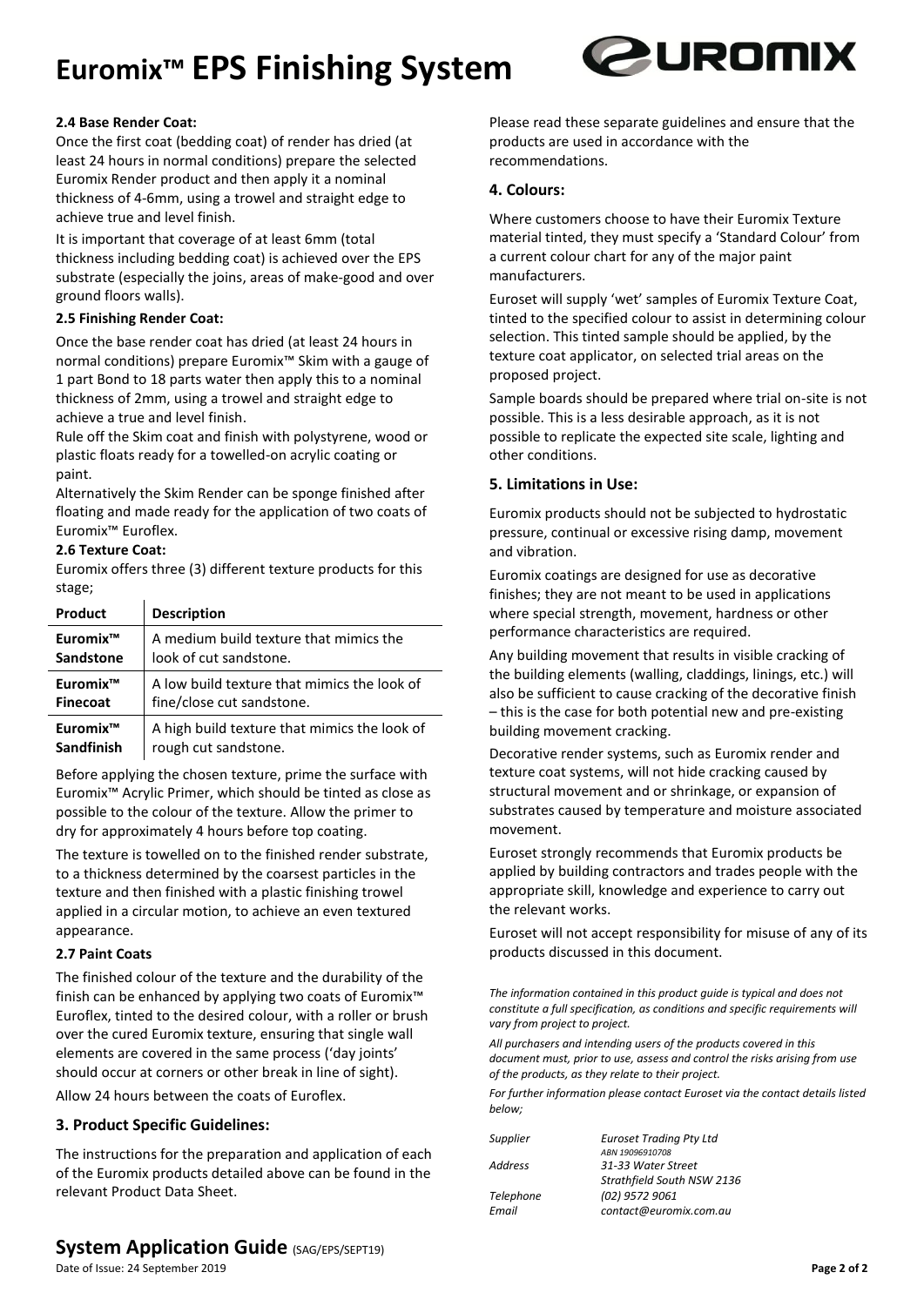# Euromix™ EPS Finishing System

#### 2.4 Base Render Coat:

Once the first coat (bedding coat) of render has dried (at least 24 hours in normal conditions) prepare the selected Euromix Render product and then apply it a nominal thickness of 4-6mm, using a trowel and straight edge to achieve true and level finish.

It is important that coverage of at least 6mm (total thickness including bedding coat) is achieved over the EPS substrate (especially the joins, areas of make-good and over ground floors walls).

#### 2.5 Finishing Render Coat:

Once the base render coat has dried (at least 24 hours in normal conditions) prepare Euromix™ Skim with a gauge of 1 part Bond to 18 parts water then apply this to a nominal thickness of 2mm, using a trowel and straight edge to achieve a true and level finish.

Rule off the Skim coat and finish with polystyrene, wood or plastic floats ready for a towelled-on acrylic coating or paint.

Alternatively the Skim Render can be sponge finished after floating and made ready for the application of two coats of Euromix™ Euroflex.

#### 2.6 Texture Coat:

Euromix offers three (3) different texture products for this stage;

| Product | Description |
|---|---|
| **Euromix™ Sandstone** | A medium build texture that mimics the look of cut sandstone. |
| **Euromix™ Finecoat** | A low build texture that mimics the look of fine/close cut sandstone. |
| **Euromix™ Sandfinish** | A high build texture that mimics the look of rough cut sandstone. |

Before applying the chosen texture, prime the surface with Euromix™ Acrylic Primer, which should be tinted as close as possible to the colour of the texture. Allow the primer to dry for approximately 4 hours before top coating.

The texture is towelled on to the finished render substrate, to a thickness determined by the coarsest particles in the texture and then finished with a plastic finishing trowel applied in a circular motion, to achieve an even textured appearance.

#### 2.7 Paint Coats

The finished colour of the texture and the durability of the finish can be enhanced by applying two coats of Euromix™ Euroflex, tinted to the desired colour, with a roller or brush over the cured Euromix texture, ensuring that single wall elements are covered in the same process ('day joints' should occur at corners or other break in line of sight).

Allow 24 hours between the coats of Euroflex.

## 3. Product Specific Guidelines:

The instructions for the preparation and application of each of the Euromix products detailed above can be found in the relevant Product Data Sheet.

Please read these separate guidelines and ensure that the products are used in accordance with the recommendations.

## 4. Colours:

Where customers choose to have their Euromix Texture material tinted, they must specify a 'Standard Colour' from a current colour chart for any of the major paint manufacturers.

Euroset will supply 'wet' samples of Euromix Texture Coat, tinted to the specified colour to assist in determining colour selection. This tinted sample should be applied, by the texture coat applicator, on selected trial areas on the proposed project.

Sample boards should be prepared where trial on-site is not possible. This is a less desirable approach, as it is not possible to replicate the expected site scale, lighting and other conditions.

## 5. Limitations in Use:

Euromix products should not be subjected to hydrostatic pressure, continual or excessive rising damp, movement and vibration.

Euromix coatings are designed for use as decorative finishes; they are not meant to be used in applications where special strength, movement, hardness or other performance characteristics are required.

Any building movement that results in visible cracking of the building elements (walling, claddings, linings, etc.) will also be sufficient to cause cracking of the decorative finish – this is the case for both potential new and pre-existing building movement cracking.

Decorative render systems, such as Euromix render and texture coat systems, will not hide cracking caused by structural movement and or shrinkage, or expansion of substrates caused by temperature and moisture associated movement.

Euroset strongly recommends that Euromix products be applied by building contractors and trades people with the appropriate skill, knowledge and experience to carry out the relevant works.

Euroset will not accept responsibility for misuse of any of its products discussed in this document.

*The information contained in this product guide is typical and does not constitute a full specification, as conditions and specific requirements will vary from project to project.*

*All purchasers and intending users of the products covered in this document must, prior to use, assess and control the risks arising from use of the products, as they relate to their project.*

*For further information please contact Euroset via the contact details listed below;*

| | |
|---|---|
| *Supplier* | *Euroset Trading Pty Ltd* <br> *ABN 19096910708* |
| *Address* | *31-33 Water Street* <br> *Strathfield South NSW 2136* |
| *Telephone* | *(02) 9572 9061* |
| *Email* | *contact@euromix.com.au* |

**System Application Guide** (SAG/EPS/SEPT19)

Date of Issue: 24 September 2019